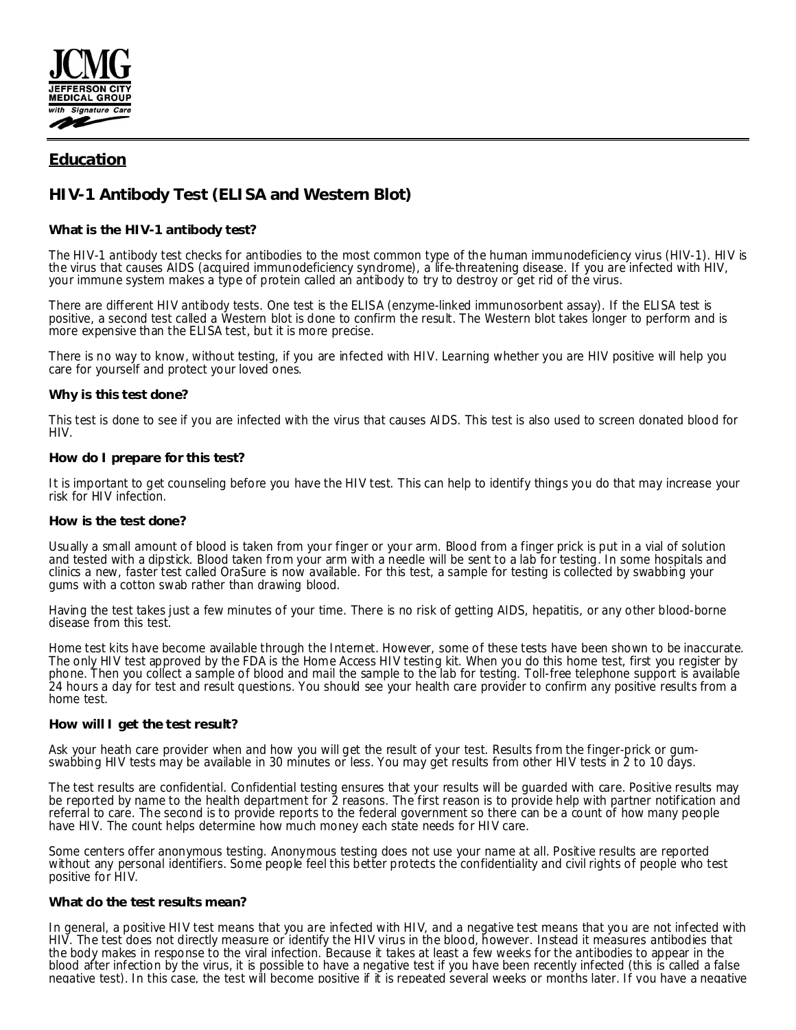JCMG
JEFFERSON CITY
MEDICAL GROUP
with Signature Care

## Education

# HIV-1 Antibody Test (ELISA and Western Blot)

### What is the HIV-1 antibody test?

The HIV-1 antibody test checks for antibodies to the most common type of the human immunodeficiency virus (HIV-1). HIV is the virus that causes AIDS (acquired immunodeficiency syndrome), a life-threatening disease. If you are infected with HIV, your immune system makes a type of protein called an antibody to try to destroy or get rid of the virus.

There are different HIV antibody tests. One test is the ELISA (enzyme-linked immunosorbent assay). If the ELISA test is positive, a second test called a Western blot is done to confirm the result. The Western blot takes longer to perform and is more expensive than the ELISA test, but it is more precise.

There is no way to know, without testing, if you are infected with HIV. Learning whether you are HIV positive will help you care for yourself and protect your loved ones.

### Why is this test done?

This test is done to see if you are infected with the virus that causes AIDS. This test is also used to screen donated blood for HIV.

### How do I prepare for this test?

It is important to get counseling before you have the HIV test. This can help to identify things you do that may increase your risk for HIV infection.

### How is the test done?

Usually a small amount of blood is taken from your finger or your arm. Blood from a finger prick is put in a vial of solution and tested with a dipstick. Blood taken from your arm with a needle will be sent to a lab for testing. In some hospitals and clinics a new, faster test called OraSure is now available. For this test, a sample for testing is collected by swabbing your gums with a cotton swab rather than drawing blood.

Having the test takes just a few minutes of your time. There is no risk of getting AIDS, hepatitis, or any other blood-borne disease from this test.

Home test kits have become available through the Internet. However, some of these tests have been shown to be inaccurate. The only HIV test approved by the FDA is the Home Access HIV testing kit. When you do this home test, first you register by phone. Then you collect a sample of blood and mail the sample to the lab for testing. Toll-free telephone support is available 24 hours a day for test and result questions. You should see your health care provider to confirm any positive results from a home test.

### How will I get the test result?

Ask your heath care provider when and how you will get the result of your test. Results from the finger-prick or gum-swabbing HIV tests may be available in 30 minutes or less. You may get results from other HIV tests in 2 to 10 days.

The test results are confidential. Confidential testing ensures that your results will be guarded with care. Positive results may be reported by name to the health department for 2 reasons. The first reason is to provide help with partner notification and referral to care. The second is to provide reports to the federal government so there can be a count of how many people have HIV. The count helps determine how much money each state needs for HIV care.

Some centers offer anonymous testing. Anonymous testing does not use your name at all. Positive results are reported without any personal identifiers. Some people feel this better protects the confidentiality and civil rights of people who test positive for HIV.

### What do the test results mean?

In general, a positive HIV test means that you are infected with HIV, and a negative test means that you are not infected with HIV. The test does not directly measure or identify the HIV virus in the blood, however. Instead it measures antibodies that the body makes in response to the viral infection. Because it takes at least a few weeks for the antibodies to appear in the blood after infection by the virus, it is possible to have a negative test if you have been recently infected (this is called a false negative test). In this case, the test will become positive if it is repeated several weeks or months later. If you have a negative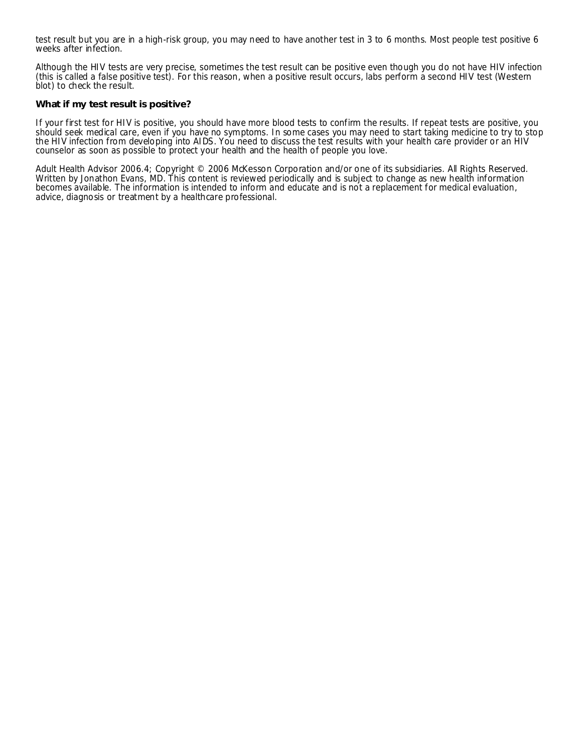test result but you are in a high-risk group, you may need to have another test in 3 to 6 months. Most people test positive 6 weeks after infection.

Although the HIV tests are very precise, sometimes the test result can be positive even though you do not have HIV infection (this is called a false positive test). For this reason, when a positive result occurs, labs perform a second HIV test (Western blot) to check the result.

**What if my test result is positive?**

If your first test for HIV is positive, you should have more blood tests to confirm the results. If repeat tests are positive, you should seek medical care, even if you have no symptoms. In some cases you may need to start taking medicine to try to stop the HIV infection from developing into AIDS. You need to discuss the test results with your health care provider or an HIV counselor as soon as possible to protect your health and the health of people you love.

Adult Health Advisor 2006.4; Copyright © 2006 McKesson Corporation and/or one of its subsidiaries. All Rights Reserved. Written by Jonathon Evans, MD. This content is reviewed periodically and is subject to change as new health information becomes available. The information is intended to inform and educate and is not a replacement for medical evaluation, advice, diagnosis or treatment by a healthcare professional.